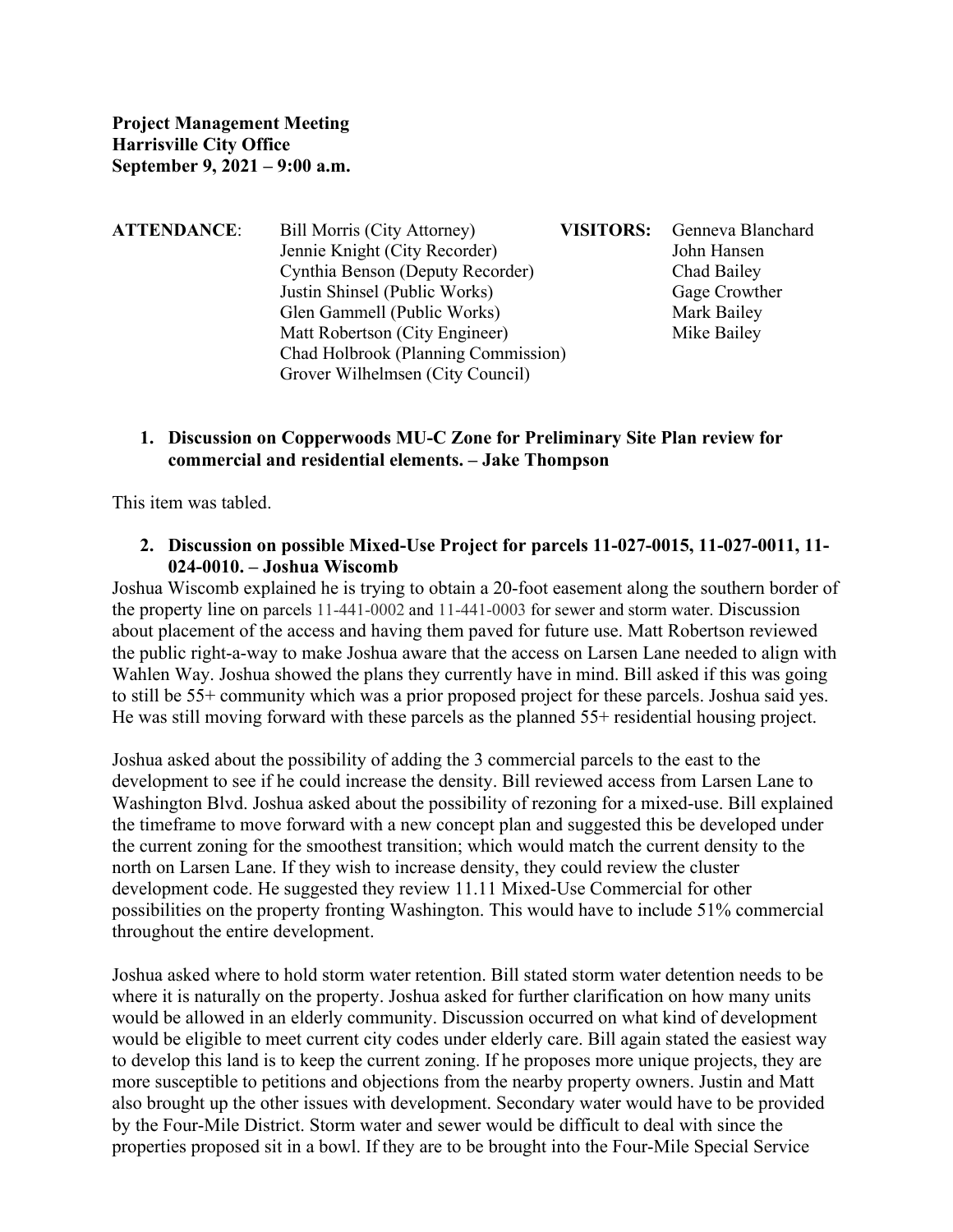**Project Management Meeting**
**Harrisville City Office**
**September 9, 2021 – 9:00 a.m.**

| **ATTENDANCE**: | | **VISITORS:** | |
|---|---|---|---|
| | Bill Morris (City Attorney) | | Genneva Blanchard |
| | Jennie Knight (City Recorder) | | John Hansen |
| | Cynthia Benson (Deputy Recorder) | | Chad Bailey |
| | Justin Shinsel (Public Works) | | Gage Crowther |
| | Glen Gammell (Public Works) | | Mark Bailey |
| | Matt Robertson (City Engineer) | | Mike Bailey |
| | Chad Holbrook (Planning Commission) | | |
| | Grover Wilhelmsen (City Council) | | |

1. **Discussion on Copperwoods MU-C Zone for Preliminary Site Plan review for commercial and residential elements. – Jake Thompson**

This item was tabled.

2. **Discussion on possible Mixed-Use Project for parcels 11-027-0015, 11-027-0011, 11-024-0010. – Joshua Wiscomb**

Joshua Wiscomb explained he is trying to obtain a 20-foot easement along the southern border of the property line on parcels 11-441-0002 and 11-441-0003 for sewer and storm water. Discussion about placement of the access and having them paved for future use. Matt Robertson reviewed the public right-a-way to make Joshua aware that the access on Larsen Lane needed to align with Wahlen Way. Joshua showed the plans they currently have in mind. Bill asked if this was going to still be 55+ community which was a prior proposed project for these parcels. Joshua said yes. He was still moving forward with these parcels as the planned 55+ residential housing project.

Joshua asked about the possibility of adding the 3 commercial parcels to the east to the development to see if he could increase the density. Bill reviewed access from Larsen Lane to Washington Blvd. Joshua asked about the possibility of rezoning for a mixed-use. Bill explained the timeframe to move forward with a new concept plan and suggested this be developed under the current zoning for the smoothest transition; which would match the current density to the north on Larsen Lane. If they wish to increase density, they could review the cluster development code. He suggested they review 11.11 Mixed-Use Commercial for other possibilities on the property fronting Washington. This would have to include 51% commercial throughout the entire development.

Joshua asked where to hold storm water retention. Bill stated storm water detention needs to be where it is naturally on the property. Joshua asked for further clarification on how many units would be allowed in an elderly community. Discussion occurred on what kind of development would be eligible to meet current city codes under elderly care. Bill again stated the easiest way to develop this land is to keep the current zoning. If he proposes more unique projects, they are more susceptible to petitions and objections from the nearby property owners. Justin and Matt also brought up the other issues with development. Secondary water would have to be provided by the Four-Mile District. Storm water and sewer would be difficult to deal with since the properties proposed sit in a bowl. If they are to be brought into the Four-Mile Special Service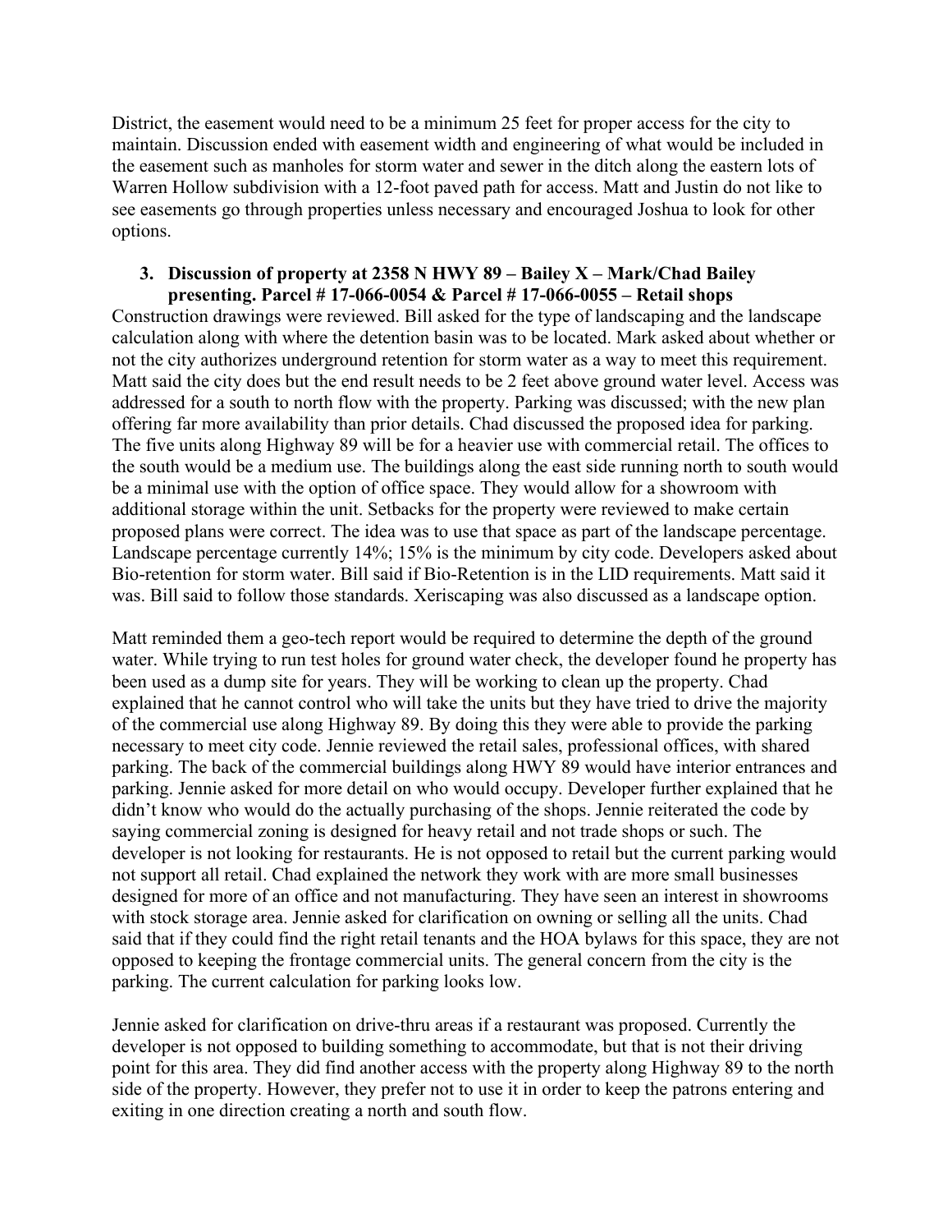District, the easement would need to be a minimum 25 feet for proper access for the city to maintain. Discussion ended with easement width and engineering of what would be included in the easement such as manholes for storm water and sewer in the ditch along the eastern lots of Warren Hollow subdivision with a 12-foot paved path for access. Matt and Justin do not like to see easements go through properties unless necessary and encouraged Joshua to look for other options.

3. **Discussion of property at 2358 N HWY 89 – Bailey X – Mark/Chad Bailey presenting. Parcel # 17-066-0054 & Parcel # 17-066-0055 – Retail shops**

Construction drawings were reviewed. Bill asked for the type of landscaping and the landscape calculation along with where the detention basin was to be located. Mark asked about whether or not the city authorizes underground retention for storm water as a way to meet this requirement. Matt said the city does but the end result needs to be 2 feet above ground water level. Access was addressed for a south to north flow with the property. Parking was discussed; with the new plan offering far more availability than prior details. Chad discussed the proposed idea for parking. The five units along Highway 89 will be for a heavier use with commercial retail. The offices to the south would be a medium use. The buildings along the east side running north to south would be a minimal use with the option of office space. They would allow for a showroom with additional storage within the unit. Setbacks for the property were reviewed to make certain proposed plans were correct. The idea was to use that space as part of the landscape percentage. Landscape percentage currently 14%; 15% is the minimum by city code. Developers asked about Bio-retention for storm water. Bill said if Bio-Retention is in the LID requirements. Matt said it was. Bill said to follow those standards. Xeriscaping was also discussed as a landscape option.

Matt reminded them a geo-tech report would be required to determine the depth of the ground water. While trying to run test holes for ground water check, the developer found he property has been used as a dump site for years. They will be working to clean up the property. Chad explained that he cannot control who will take the units but they have tried to drive the majority of the commercial use along Highway 89. By doing this they were able to provide the parking necessary to meet city code. Jennie reviewed the retail sales, professional offices, with shared parking. The back of the commercial buildings along HWY 89 would have interior entrances and parking. Jennie asked for more detail on who would occupy. Developer further explained that he didn't know who would do the actually purchasing of the shops. Jennie reiterated the code by saying commercial zoning is designed for heavy retail and not trade shops or such. The developer is not looking for restaurants. He is not opposed to retail but the current parking would not support all retail. Chad explained the network they work with are more small businesses designed for more of an office and not manufacturing. They have seen an interest in showrooms with stock storage area. Jennie asked for clarification on owning or selling all the units. Chad said that if they could find the right retail tenants and the HOA bylaws for this space, they are not opposed to keeping the frontage commercial units. The general concern from the city is the parking. The current calculation for parking looks low.

Jennie asked for clarification on drive-thru areas if a restaurant was proposed. Currently the developer is not opposed to building something to accommodate, but that is not their driving point for this area. They did find another access with the property along Highway 89 to the north side of the property. However, they prefer not to use it in order to keep the patrons entering and exiting in one direction creating a north and south flow.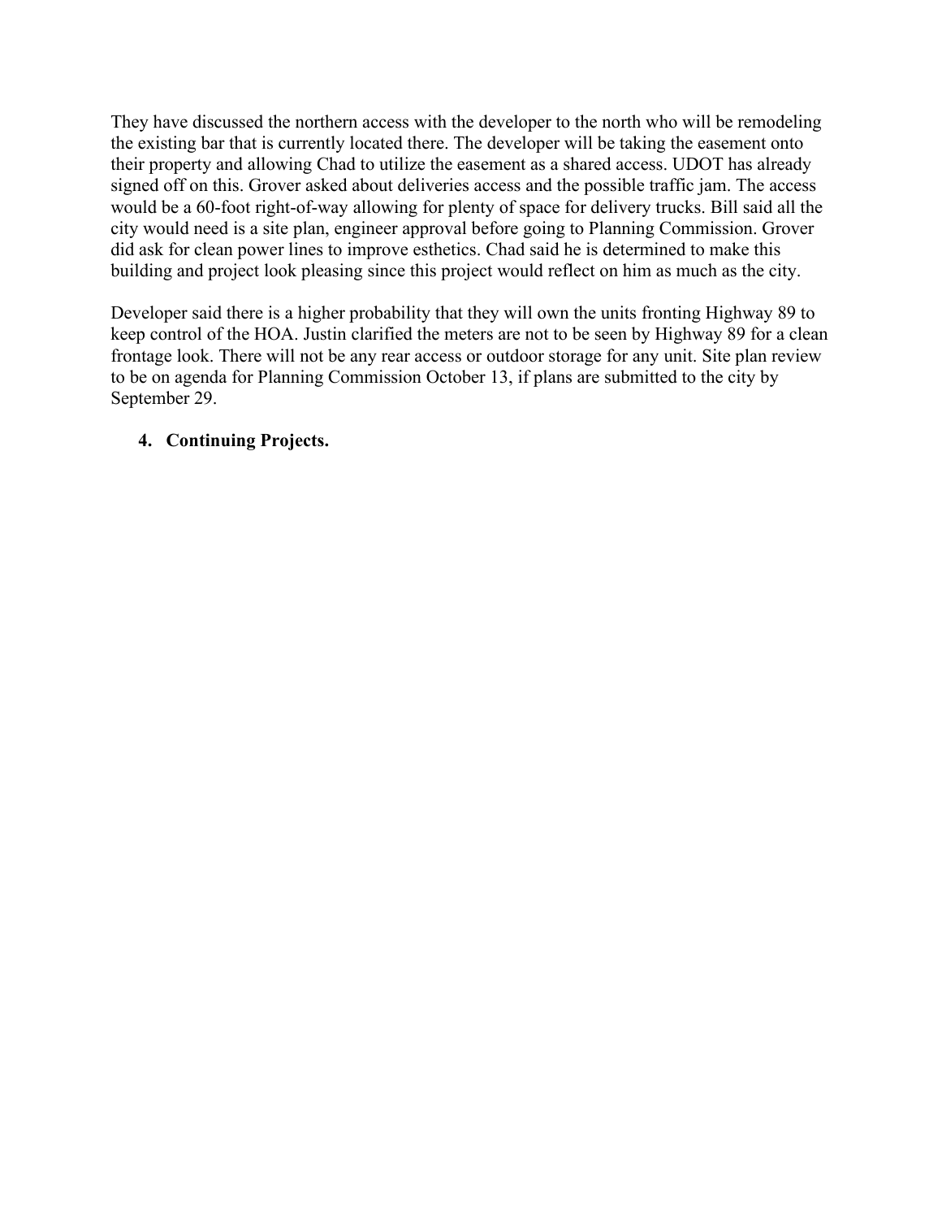They have discussed the northern access with the developer to the north who will be remodeling the existing bar that is currently located there. The developer will be taking the easement onto their property and allowing Chad to utilize the easement as a shared access. UDOT has already signed off on this. Grover asked about deliveries access and the possible traffic jam. The access would be a 60-foot right-of-way allowing for plenty of space for delivery trucks. Bill said all the city would need is a site plan, engineer approval before going to Planning Commission. Grover did ask for clean power lines to improve esthetics. Chad said he is determined to make this building and project look pleasing since this project would reflect on him as much as the city.

Developer said there is a higher probability that they will own the units fronting Highway 89 to keep control of the HOA. Justin clarified the meters are not to be seen by Highway 89 for a clean frontage look. There will not be any rear access or outdoor storage for any unit. Site plan review to be on agenda for Planning Commission October 13, if plans are submitted to the city by September 29.

4. **Continuing Projects.**